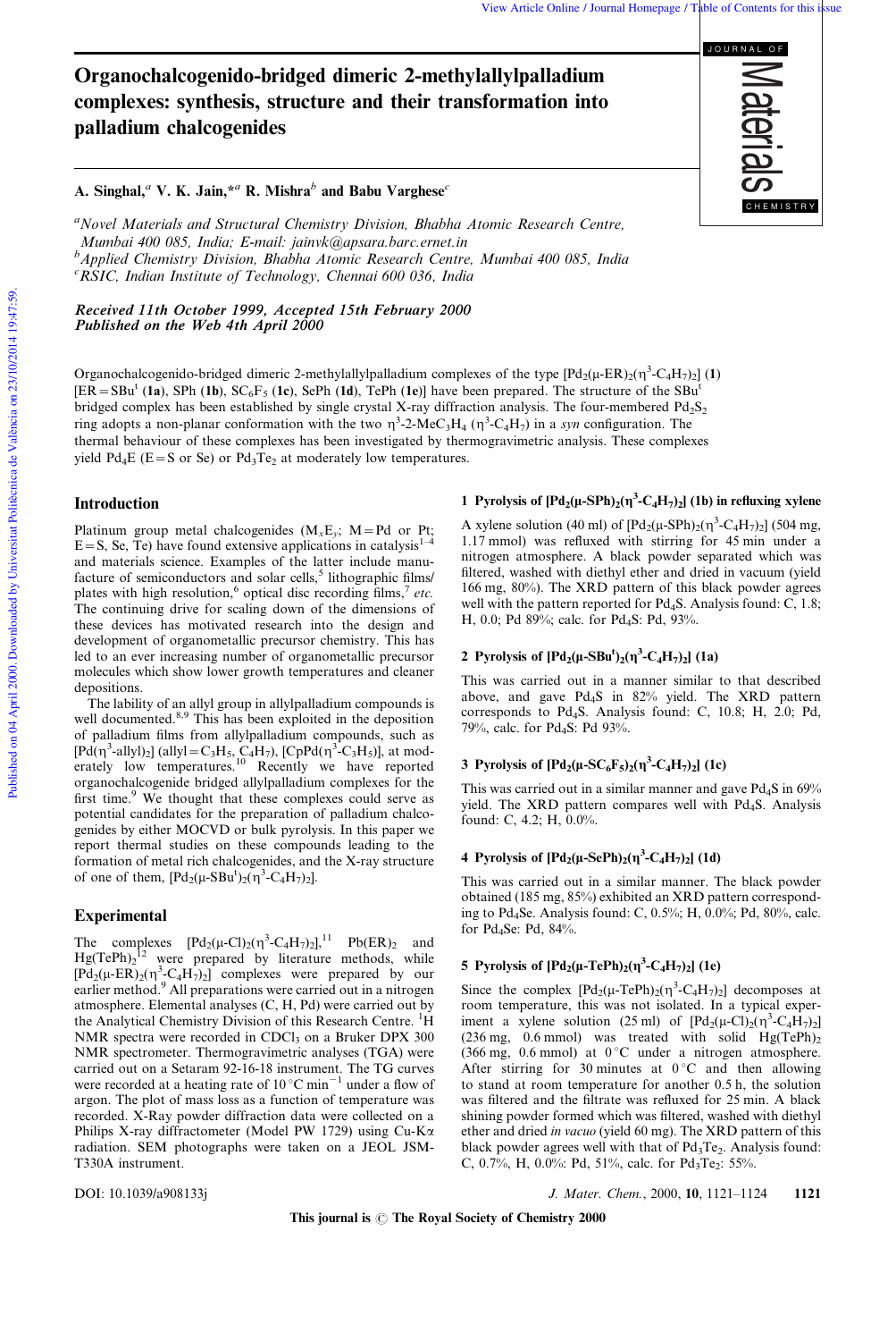# Organochalcogenido-bridged dimeric 2-methylallylpalladium complexes: synthesis, structure and their transformation into palladium chalcogenides

A. Singhal,[a] V. K. Jain,*[a] R. Mishra[b] and Babu Varghese[c]

[a]*Novel Materials and Structural Chemistry Division, Bhabha Atomic Research Centre, Mumbai 400 085, India; E-mail: jainvk@apsara.barc.ernet.in*
[b]*Applied Chemistry Division, Bhabha Atomic Research Centre, Mumbai 400 085, India*
[c]*RSIC, Indian Institute of Technology, Chennai 600 036, India*

***Received 11th October 1999, Accepted 15th February 2000***
***Published on the Web 4th April 2000***

Organochalcogenido-bridged dimeric 2-methylallylpalladium complexes of the type $[Pd_2(\mu\text{-}ER)_2(\eta^3\text{-}C_4H_7)_2]$ (**1**) [ER = SBu$^t$ (**1a**), SPh (**1b**), $SC_6F_5$ (**1c**), SePh (**1d**), TePh (**1e**)] have been prepared. The structure of the SBu$^t$ bridged complex has been established by single crystal X-ray diffraction analysis. The four-membered $Pd_2S_2$ ring adopts a non-planar conformation with the two $\eta^3$-2-$MeC_3H_4$ ($\eta^3$-$C_4H_7$) in a *syn* configuration. The thermal behaviour of these complexes has been investigated by thermogravimetric analysis. These complexes yield $Pd_4E$ (E = S or Se) or $Pd_3Te_2$ at moderately low temperatures.

## Introduction

Platinum group metal chalcogenides ($M_xE_y$; M = Pd or Pt; E = S, Se, Te) have found extensive applications in catalysis[1–4] and materials science. Examples of the latter include manufacture of semiconductors and solar cells,[5] lithographic films/plates with high resolution,[6] optical disc recording films,[7] *etc.* The continuing drive for scaling down of the dimensions of these devices has motivated research into the design and development of organometallic precursor chemistry. This has led to an ever increasing number of organometallic precursor molecules which show lower growth temperatures and cleaner depositions.

The lability of an allyl group in allylpalladium compounds is well documented.[8,9] This has been exploited in the deposition of palladium films from allylpalladium compounds, such as $[Pd(\eta^3\text{-allyl})_2]$ (allyl = $C_3H_5$, $C_4H_7$), $[CpPd(\eta^3\text{-}C_3H_5)]$, at moderately low temperatures.[10] Recently we have reported organochalcogenide bridged allylpalladium complexes for the first time.[9] We thought that these complexes could serve as potential candidates for the preparation of palladium chalcogenides by either MOCVD or bulk pyrolysis. In this paper we report thermal studies on these compounds leading to the formation of metal rich chalcogenides, and the X-ray structure of one of them, $[Pd_2(\mu\text{-}SBu^t)_2(\eta^3\text{-}C_4H_7)_2]$.

## Experimental

The complexes $[Pd_2(\mu\text{-}Cl)_2(\eta^3\text{-}C_4H_7)_2]$,[11] $Pb(ER)_2$ and $Hg(TePh)_2$[12] were prepared by literature methods, while $[Pd_2(\mu\text{-}ER)_2(\eta^3\text{-}C_4H_7)_2]$ complexes were prepared by our earlier method.[9] All preparations were carried out in a nitrogen atmosphere. Elemental analyses (C, H, Pd) were carried out by the Analytical Chemistry Division of this Research Centre. $^1$H NMR spectra were recorded in $CDCl_3$ on a Bruker DPX 300 NMR spectrometer. Thermogravimetric analyses (TGA) were carried out on a Setaram 92-16-18 instrument. The TG curves were recorded at a heating rate of 10 °C min$^{-1}$ under a flow of argon. The plot of mass loss as a function of temperature was recorded. X-Ray powder diffraction data were collected on a Philips X-ray diffractometer (Model PW 1729) using Cu-Kα radiation. SEM photographs were taken on a JEOL JSM-T330A instrument.

### 1 Pyrolysis of $[Pd_2(\mu\text{-}SPh)_2(\eta^3\text{-}C_4H_7)_2]$ (1b) in refluxing xylene

A xylene solution (40 ml) of $[Pd_2(\mu\text{-}SPh)_2(\eta^3\text{-}C_4H_7)_2]$ (504 mg, 1.17 mmol) was refluxed with stirring for 45 min under a nitrogen atmosphere. A black powder separated which was filtered, washed with diethyl ether and dried in vacuum (yield 166 mg, 80%). The XRD pattern of this black powder agrees well with the pattern reported for $Pd_4S$. Analysis found: C, 1.8; H, 0.0; Pd 89%; calc. for $Pd_4S$: Pd, 93%.

### 2 Pyrolysis of $[Pd_2(\mu\text{-}SBu^t)_2(\eta^3\text{-}C_4H_7)_2]$ (1a)

This was carried out in a manner similar to that described above, and gave $Pd_4S$ in 82% yield. The XRD pattern corresponds to $Pd_4S$. Analysis found: C, 10.8; H, 2.0; Pd, 79%, calc. for $Pd_4S$: Pd 93%.

### 3 Pyrolysis of $[Pd_2(\mu\text{-}SC_6F_5)_2(\eta^3\text{-}C_4H_7)_2]$ (1c)

This was carried out in a similar manner and gave $Pd_4S$ in 69% yield. The XRD pattern compares well with $Pd_4S$. Analysis found: C, 4.2; H, 0.0%.

### 4 Pyrolysis of $[Pd_2(\mu\text{-}SePh)_2(\eta^3\text{-}C_4H_7)_2]$ (1d)

This was carried out in a similar manner. The black powder obtained (185 mg, 85%) exhibited an XRD pattern corresponding to $Pd_4Se$. Analysis found: C, 0.5%; H, 0.0%; Pd, 80%, calc. for $Pd_4Se$: Pd, 84%.

### 5 Pyrolysis of $[Pd_2(\mu\text{-}TePh)_2(\eta^3\text{-}C_4H_7)_2]$ (1e)

Since the complex $[Pd_2(\mu\text{-}TePh)_2(\eta^3\text{-}C_4H_7)_2]$ decomposes at room temperature, this was not isolated. In a typical experiment a xylene solution (25 ml) of $[Pd_2(\mu\text{-}Cl)_2(\eta^3\text{-}C_4H_7)_2]$ (236 mg, 0.6 mmol) was treated with solid $Hg(TePh)_2$ (366 mg, 0.6 mmol) at 0 °C under a nitrogen atmosphere. After stirring for 30 minutes at 0 °C and then allowing to stand at room temperature for another 0.5 h, the solution was filtered and the filtrate was refluxed for 25 min. A black shining powder formed which was filtered, washed with diethyl ether and dried *in vacuo* (yield 60 mg). The XRD pattern of this black powder agrees well with that of $Pd_3Te_2$. Analysis found: C, 0.7%, H, 0.0%: Pd, 51%, calc. for $Pd_3Te_2$: 55%.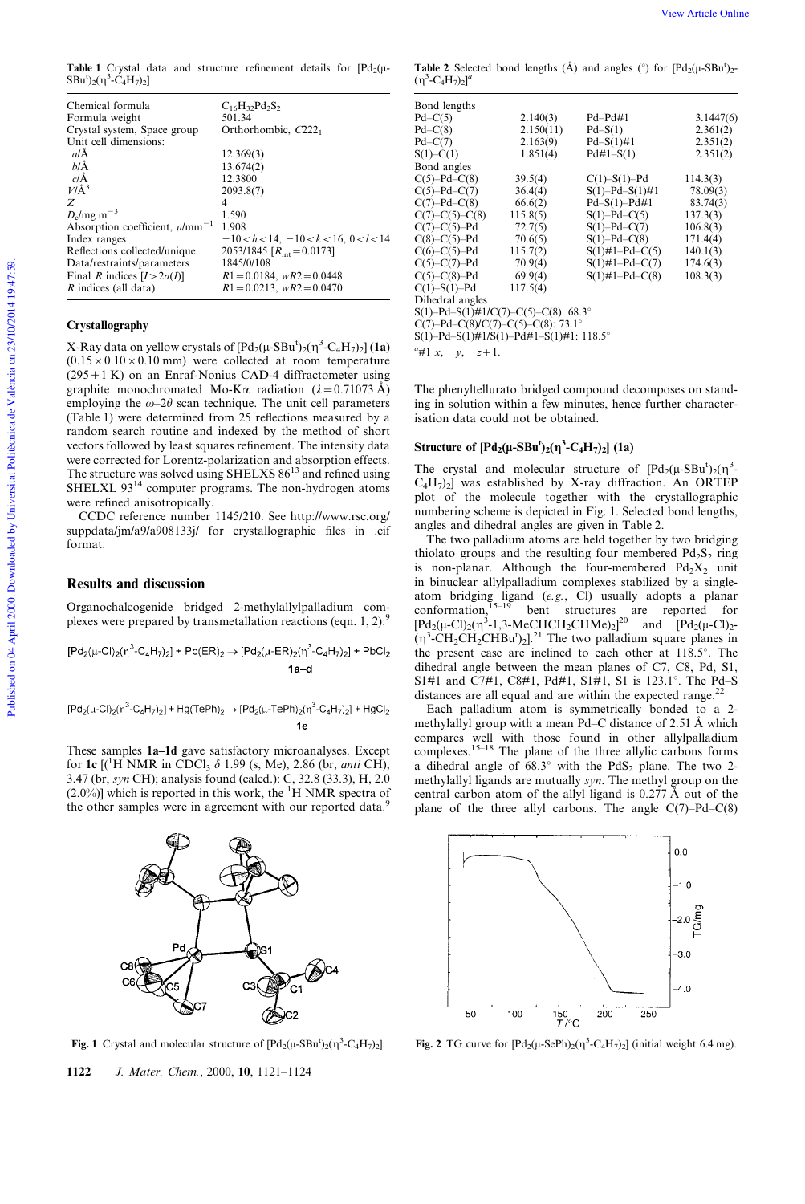**Table 1** Crystal data and structure refinement details for $[Pd_2(\mu\text{-}SBu^t)_2(\eta^3\text{-}C_4H_7)_2]$

| | |
|---|---|
| Chemical formula | $C_{16}H_{32}Pd_2S_2$ |
| Formula weight | 501.34 |
| Crystal system, Space group | Orthorhombic, $C222_1$ |
| Unit cell dimensions: | |
| $a$/Å | 12.369(3) |
| $b$/Å | 13.674(2) |
| $c$/Å | 12.3800 |
| $V$/Å$^3$ | 2093.8(7) |
| $Z$ | 4 |
| $D_c$/mg m$^{-3}$ | 1.590 |
| Absorption coefficient, $\mu$/mm$^{-1}$ | 1.908 |
| Index ranges | $-10<h<14$, $-10<k<16$, $0<l<14$ |
| Reflections collected/unique | 2053/1845 [$R_{int}=0.0173$] |
| Data/restraints/parameters | 1845/0/108 |
| Final $R$ indices [$I>2\sigma(I)$] | $R1=0.0184$, $wR2=0.0448$ |
| $R$ indices (all data) | $R1=0.0213$, $wR2=0.0470$ |

**Table 2** Selected bond lengths (Å) and angles (°) for $[Pd_2(\mu\text{-}SBu^t)_2(\eta^3\text{-}C_4H_7)_2]^a$

| | | | |
|---|---|---|---|
| **Bond lengths** | | | |
| Pd–C(5) | 2.140(3) | Pd–Pd#1 | 3.1447(6) |
| Pd–C(8) | 2.150(11) | Pd–S(1) | 2.361(2) |
| Pd–C(7) | 2.163(9) | Pd–S(1)#1 | 2.351(2) |
| S(1)–C(1) | 1.851(4) | Pd#1–S(1) | 2.351(2) |
| **Bond angles** | | | |
| C(5)–Pd–C(8) | 39.5(4) | C(1)–S(1)–Pd | 114.3(3) |
| C(5)–Pd–C(7) | 36.4(4) | S(1)–Pd–S(1)#1 | 78.09(3) |
| C(7)–Pd–C(8) | 66.6(2) | Pd–S(1)–Pd#1 | 83.74(3) |
| C(7)–C(5)–C(8) | 115.8(5) | S(1)–Pd–C(5) | 137.3(3) |
| C(7)–C(5)–Pd | 72.7(5) | S(1)–Pd–C(7) | 106.8(3) |
| C(8)–C(5)–Pd | 70.6(5) | S(1)–Pd–C(8) | 171.4(4) |
| C(6)–C(5)–Pd | 115.7(2) | S(1)#1–Pd–C(5) | 140.1(3) |
| C(5)–C(7)–Pd | 70.9(4) | S(1)#1–Pd–C(7) | 174.6(3) |
| C(5)–C(8)–Pd | 69.9(4) | S(1)#1–Pd–C(8) | 108.3(3) |
| C(1)–S(1)–Pd | 117.5(4) | | |
| **Dihedral angles** | | | |
| S(1)–Pd–S(1)#1/C(7)–C(5)–C(8): 68.3° | | | |
| C(7)–Pd–C(8)/C(7)–C(5)–C(8): 73.1° | | | |
| S(1)–Pd–S(1)#1/S(1)–Pd#1–S(1)#1: 118.5° | | | |

$^a$#1 $x$, $-y$, $-z+1$.

## Crystallography

X-Ray data on yellow crystals of $[Pd_2(\mu\text{-}SBu^t)_2(\eta^3\text{-}C_4H_7)_2]$ (**1a**) ($0.15\times0.10\times0.10$ mm) were collected at room temperature ($295\pm1$ K) on an Enraf-Nonius CAD-4 diffractometer using graphite monochromated Mo-K$\alpha$ radiation ($\lambda=0.71073$ Å) employing the $\omega$–$2\theta$ scan technique. The unit cell parameters (Table 1) were determined from 25 reflections measured by a random search routine and indexed by the method of short vectors followed by least squares refinement. The intensity data were corrected for Lorentz-polarization and absorption effects. The structure was solved using SHELXS 86[13] and refined using SHELXL 93[14] computer programs. The non-hydrogen atoms were refined anisotropically.

CCDC reference number 1145/210. See http://www.rsc.org/suppdata/jm/a9/a908133j/ for crystallographic files in .cif format.

## Results and discussion

Organochalcogenide bridged 2-methylallylpalladium complexes were prepared by transmetallation reactions (eqn. 1, 2):[9]

$$[Pd_2(\mu\text{-}Cl)_2(\eta^3\text{-}C_4H_7)_2] + Pb(ER)_2 \rightarrow [Pd_2(\mu\text{-}ER)_2(\eta^3\text{-}C_4H_7)_2] + PbCl_2 \quad \mathbf{1a\text{–}d}$$

$$[Pd_2(\mu\text{-}Cl)_2(\eta^3\text{-}C_4H_7)_2] + Hg(TePh)_2 \rightarrow [Pd_2(\mu\text{-}TePh)_2(\eta^3\text{-}C_4H_7)_2] + HgCl_2 \quad \mathbf{1e}$$

These samples **1a–1d** gave satisfactory microanalyses. Except for **1c** [($^1$H NMR in $CDCl_3$ $\delta$ 1.99 (s, Me), 2.86 (br, *anti* CH), 3.47 (br, *syn* CH); analysis found (calcd.): C, 32.8 (33.3), H, 2.0 (2.0%)] which is reported in this work, the $^1$H NMR spectra of the other samples were in agreement with our reported data.[9]

The phenyltellurato bridged compound decomposes on standing in solution within a few minutes, hence further characterisation data could not be obtained.

### Structure of $[Pd_2(\mu\text{-}SBu^t)_2(\eta^3\text{-}C_4H_7)_2]$ (1a)

The crystal and molecular structure of $[Pd_2(\mu\text{-}SBu^t)_2(\eta^3\text{-}C_4H_7)_2]$ was established by X-ray diffraction. An ORTEP plot of the molecule together with the crystallographic numbering scheme is depicted in Fig. 1. Selected bond lengths, angles and dihedral angles are given in Table 2.

The two palladium atoms are held together by two bridging thiolato groups and the resulting four membered $Pd_2S_2$ ring is non-planar. Although the four-membered $Pd_2X_2$ unit in binuclear allylpalladium complexes stabilized by a single-atom bridging ligand (*e.g.*, Cl) usually adopts a planar conformation,[15–19] bent structures are reported for $[Pd_2(\mu\text{-}Cl)_2(\eta^3\text{-}1,3\text{-}MeCHCH_2CHMe)_2]$[20] and $[Pd_2(\mu\text{-}Cl)_2(\eta^3\text{-}CH_2CH_2CHBu^t)_2]$.[21] The two palladium square planes in the present case are inclined to each other at 118.5°. The dihedral angle between the mean planes of C7, C8, Pd, S1, S1#1 and C7#1, C8#1, Pd#1, S1#1, S1 is 123.1°. The Pd–S distances are all equal and are within the expected range.[22]

Each palladium atom is symmetrically bonded to a 2-methylallyl group with a mean Pd–C distance of 2.51 Å which compares well with those found in other allylpalladium complexes.[15–18] The plane of the three allylic carbons forms a dihedral angle of 68.3° with the $PdS_2$ plane. The two 2-methylallyl ligands are mutually *syn*. The methyl group on the central carbon atom of the allyl ligand is 0.277 Å out of the plane of the three allyl carbons. The angle C(7)–Pd–C(8)

**Fig. 1** Crystal and molecular structure of $[Pd_2(\mu\text{-}SBu^t)_2(\eta^3\text{-}C_4H_7)_2]$.

**Fig. 2** TG curve for $[Pd_2(\mu\text{-}SePh)_2(\eta^3\text{-}C_4H_7)_2]$ (initial weight 6.4 mg).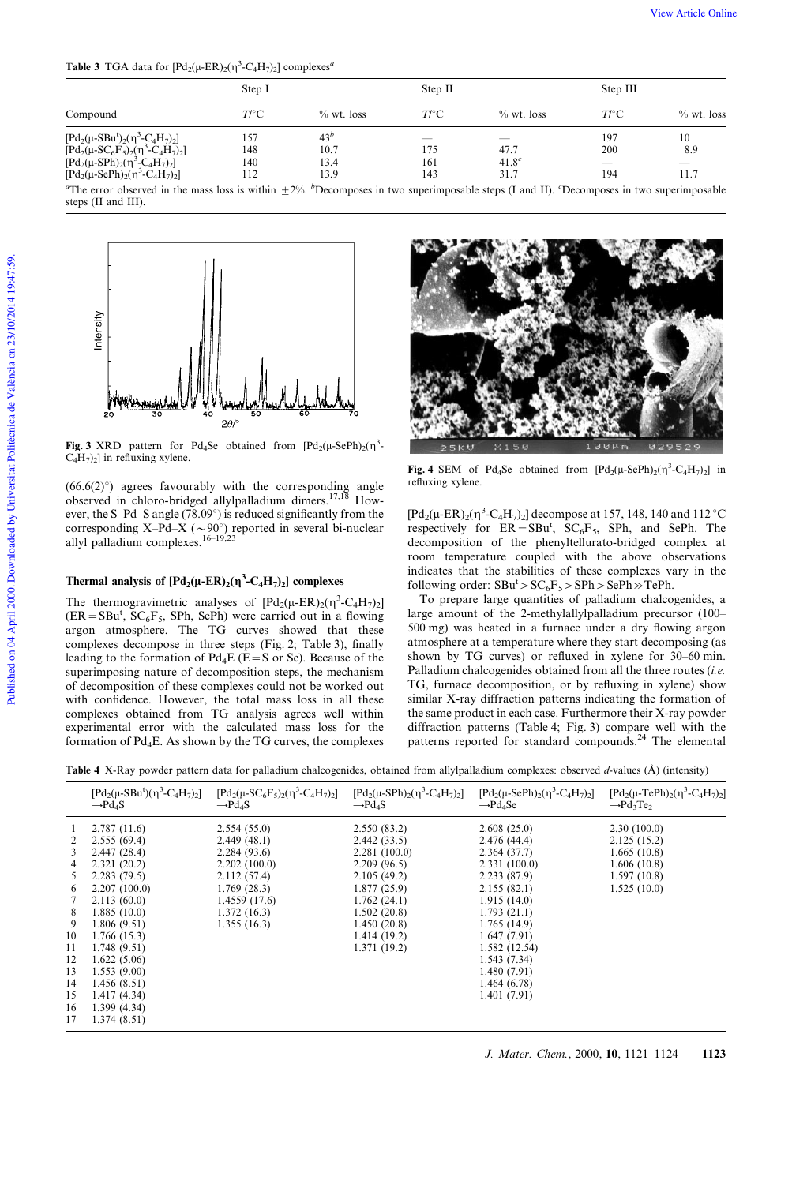**Table 3** TGA data for $[Pd_2(\mu\text{-}ER)_2(\eta^3\text{-}C_4H_7)_2]$ complexes[a]

| Compound | Step I | | Step II | | Step III | |
|---|---|---|---|---|---|---|
| | $T/°C$ | % wt. loss | $T/°C$ | % wt. loss | $T/°C$ | % wt. loss |
| $[Pd_2(\mu\text{-}SBu^t)_2(\eta^3\text{-}C_4H_7)_2]$ | 157 | 43[b] | — | — | 197 | 10 |
| $[Pd_2(\mu\text{-}SC_6F_5)_2(\eta^3\text{-}C_4H_7)_2]$ | 148 | 10.7 | 175 | 47.7 | 200 | 8.9 |
| $[Pd_2(\mu\text{-}SPh)_2(\eta^3\text{-}C_4H_7)_2]$ | 140 | 13.4 | 161 | 41.8[c] | — | — |
| $[Pd_2(\mu\text{-}SePh)_2(\eta^3\text{-}C_4H_7)_2]$ | 112 | 13.9 | 143 | 31.7 | 194 | 11.7 |

[a]The error observed in the mass loss is within ±2%. [b]Decomposes in two superimposable steps (I and II). [c]Decomposes in two superimposable steps (II and III).

**Fig. 3** XRD pattern for $Pd_4Se$ obtained from $[Pd_2(\mu\text{-}SePh)_2(\eta^3\text{-}C_4H_7)_2]$ in refluxing xylene.

**Fig. 4** SEM of $Pd_4Se$ obtained from $[Pd_2(\mu\text{-}SePh)_2(\eta^3\text{-}C_4H_7)_2]$ in refluxing xylene.

(66.6(2)°) agrees favourably with the corresponding angle observed in chloro-bridged allylpalladium dimers.[17,18] However, the S–Pd–S angle (78.09°) is reduced significantly from the corresponding X–Pd–X (∼90°) reported in several bi-nuclear allyl palladium complexes.[16–19,23]

### Thermal analysis of $[Pd_2(\mu\text{-}ER)_2(\eta^3\text{-}C_4H_7)_2]$ complexes

The thermogravimetric analyses of $[Pd_2(\mu\text{-}ER)_2(\eta^3\text{-}C_4H_7)_2]$ (ER = SBu$^t$, $SC_6F_5$, SPh, SePh) were carried out in a flowing argon atmosphere. The TG curves showed that these complexes decompose in three steps (Fig. 2; Table 3), finally leading to the formation of $Pd_4E$ (E = S or Se). Because of the superimposing nature of decomposition steps, the mechanism of decomposition of these complexes could not be worked out with confidence. However, the total mass loss in all these complexes obtained from TG analysis agrees well within experimental error with the calculated mass loss for the formation of $Pd_4E$. As shown by the TG curves, the complexes $[Pd_2(\mu\text{-}ER)_2(\eta^3\text{-}C_4H_7)_2]$ decompose at 157, 148, 140 and 112 °C respectively for ER = SBu$^t$, $SC_6F_5$, SPh, and SePh. The decomposition of the phenyltellurato-bridged complex at room temperature coupled with the above observations indicates that the stabilities of these complexes vary in the following order: SBu$^t$ > $SC_6F_5$ > SPh > SePh ≫ TePh.

To prepare large quantities of palladium chalcogenides, a large amount of the 2-methylallylpalladium precursor (100–500 mg) was heated in a furnace under a dry flowing argon atmosphere at a temperature where they start decomposing (as shown by TG curves) or refluxed in xylene for 30–60 min. Palladium chalcogenides obtained from all the three routes (*i.e.* TG, furnace decomposition, or by refluxing in xylene) show similar X-ray diffraction patterns indicating the formation of the same product in each case. Furthermore their X-ray powder diffraction patterns (Table 4; Fig. 3) compare well with the patterns reported for standard compounds.[24] The elemental

**Table 4** X-Ray powder pattern data for palladium chalcogenides, obtained from allylpalladium complexes: observed *d*-values (Å) (intensity)

| | $[Pd_2(\mu\text{-}SBu^t)(\eta^3\text{-}C_4H_7)_2]$ →$Pd_4S$ | $[Pd_2(\mu\text{-}SC_6F_5)_2(\eta^3\text{-}C_4H_7)_2]$ →$Pd_4S$ | $[Pd_2(\mu\text{-}SPh)_2(\eta^3\text{-}C_4H_7)_2]$ →$Pd_4S$ | $[Pd_2(\mu\text{-}SePh)_2(\eta^3\text{-}C_4H_7)_2]$ →$Pd_4Se$ | $[Pd_2(\mu\text{-}TePh)_2(\eta^3\text{-}C_4H_7)_2]$ →$Pd_3Te_2$ |
|---|---|---|---|---|---|
| 1 | 2.787 (11.6) | 2.554 (55.0) | 2.550 (83.2) | 2.608 (25.0) | 2.30 (100.0) |
| 2 | 2.555 (69.4) | 2.449 (48.1) | 2.442 (33.5) | 2.476 (44.4) | 2.125 (15.2) |
| 3 | 2.447 (28.4) | 2.284 (93.6) | 2.281 (100.0) | 2.364 (37.7) | 1.665 (10.8) |
| 4 | 2.321 (20.2) | 2.202 (100.0) | 2.209 (96.5) | 2.331 (100.0) | 1.606 (10.8) |
| 5 | 2.283 (79.5) | 2.112 (57.4) | 2.105 (49.2) | 2.233 (87.9) | 1.597 (10.8) |
| 6 | 2.207 (100.0) | 1.769 (28.3) | 1.877 (25.9) | 2.155 (82.1) | 1.525 (10.0) |
| 7 | 2.113 (60.0) | 1.4559 (17.6) | 1.762 (24.1) | 1.915 (14.0) | |
| 8 | 1.885 (10.0) | 1.372 (16.3) | 1.502 (20.8) | 1.793 (21.1) | |
| 9 | 1.806 (9.51) | 1.355 (16.3) | 1.450 (20.8) | 1.765 (14.9) | |
| 10 | 1.766 (15.3) | | 1.414 (19.2) | 1.647 (7.91) | |
| 11 | 1.748 (9.51) | | 1.371 (19.2) | 1.582 (12.54) | |
| 12 | 1.622 (5.06) | | | 1.543 (7.34) | |
| 13 | 1.553 (9.00) | | | 1.480 (7.91) | |
| 14 | 1.456 (8.51) | | | 1.464 (6.78) | |
| 15 | 1.417 (4.34) | | | 1.401 (7.91) | |
| 16 | 1.399 (4.34) | | | | |
| 17 | 1.374 (8.51) | | | | |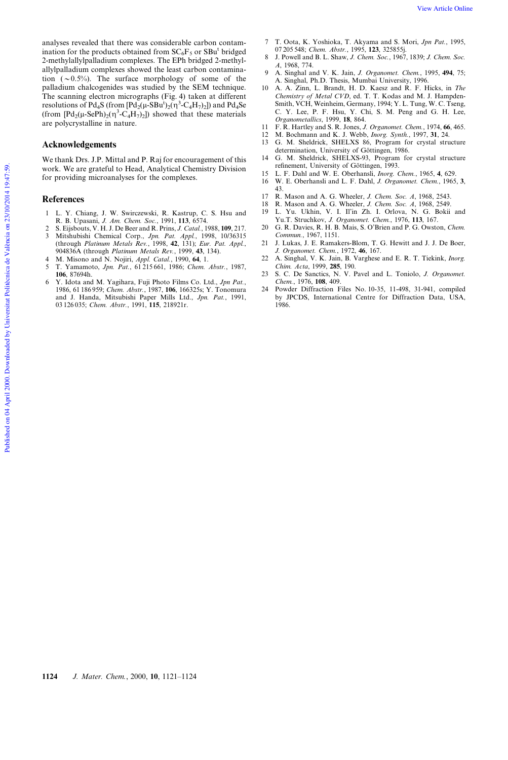analyses revealed that there was considerable carbon contamination for the products obtained from $SC_6F_5$ or $SBu^t$ bridged 2-methylallylpalladium complexes. The EPh bridged 2-methylallylpalladium complexes showed the least carbon contamination (~0.5%). The surface morphology of some of the palladium chalcogenides was studied by the SEM technique. The scanning electron micrographs (Fig. 4) taken at different resolutions of $Pd_4S$ (from $[Pd_2(\mu\text{-}SBu^t)_2(\eta^3\text{-}C_4H_7)_2]$) and $Pd_4Se$ (from $[Pd_2(\mu\text{-}SePh)_2(\eta^3\text{-}C_4H_7)_2]$) showed that these materials are polycrystalline in nature.

## Acknowledgements

We thank Drs. J.P. Mittal and P. Raj for encouragement of this work. We are grateful to Head, Analytical Chemistry Division for providing microanalyses for the complexes.

## References

1. L. Y. Chiang, J. W. Swirczewski, R. Kastrup, C. S. Hsu and R. B. Upasani, *J. Am. Chem. Soc.*, 1991, **113**, 6574.
2. S. Eijsbouts, V. H. J. De Beer and R. Prins, *J. Catal.*, 1988, **109**, 217.
3. Mitshubishi Chemical Corp., *Jpn. Pat. Appl.*, 1998, 10/36315 (through *Platinum Metals Rev.*, 1998, **42**, 131); *Eur. Pat. Appl.*, 904836A (through *Platinum Metals Rev.*, 1999, **43**, 134).
4. M. Misono and N. Nojiri, *Appl. Catal.*, 1990, **64**, 1.
5. T. Yamamoto, *Jpn. Pat.*, 61 215 661, 1986; *Chem. Abstr.*, 1987, **106**, 87694h.
6. Y. Idota and M. Yagihara, Fuji Photo Films Co. Ltd., *Jpn Pat.*, 1986, 61 186 959; *Chem. Abstr.*, 1987, **106**, 166325s; Y. Tonomura and J. Handa, Mitsubishi Paper Mills Ltd., *Jpn. Pat.*, 1991, 03 126 035; *Chem. Abstr.*, 1991, **115**, 218921r.
7. T. Oota, K. Yoshioka, T. Akyama and S. Mori, *Jpn Pat.*, 1995, 07 205 548; *Chem. Abstr.*, 1995, **123**, 325855j.
8. J. Powell and B. L. Shaw, *J. Chem. Soc.*, 1967, 1839; *J. Chem. Soc. A*, 1968, 774.
9. A. Singhal and V. K. Jain, *J. Organomet. Chem.*, 1995, **494**, 75; A. Singhal, Ph.D. Thesis, Mumbai University, 1996.
10. A. A. Zinn, L. Brandt, H. D. Kaesz and R. F. Hicks, in *The Chemistry of Metal CVD*, ed. T. T. Kodas and M. J. Hampden-Smith, VCH, Weinheim, Germany, 1994; Y. L. Tung, W. C. Tseng, C. Y. Lee, P. F. Hsu, Y. Chi, S. M. Peng and G. H. Lee, *Organometallics*, 1999, **18**, 864.
11. F. R. Hartley and S. R. Jones, *J. Organomet. Chem.*, 1974, **66**, 465.
12. M. Bochmann and K. J. Webb, *Inorg. Synth.*, 1997, **31**, 24.
13. G. M. Sheldrick, SHELXS 86, Program for crystal structure determination, University of Göttingen, 1986.
14. G. M. Sheldrick, SHELXS-93, Program for crystal structure refinement, University of Göttingen, 1993.
15. L. F. Dahl and W. E. Oberhansli, *Inorg. Chem.*, 1965, **4**, 629.
16. W. E. Oberhansli and L. F. Dahl, *J. Organomet. Chem.*, 1965, **3**, 43.
17. R. Mason and A. G. Wheeler, *J. Chem. Soc. A*, 1968, 2543.
18. R. Mason and A. G. Wheeler, *J. Chem. Soc. A*, 1968, 2549.
19. L. Yu. Ukhin, V. I. Il'in Zh. I. Orlova, N. G. Bokii and Yu.T. Struchkov, *J. Organomet. Chem.*, 1976, **113**, 167.
20. G. R. Davies, R. H. B. Mais, S. O'Brien and P. G. Owston, *Chem. Commun.*, 1967, 1151.
21. J. Lukas, J. E. Ramakers-Blom, T. G. Hewitt and J. J. De Boer, *J. Organomet. Chem.*, 1972, **46**, 167.
22. A. Singhal, V. K. Jain, B. Varghese and E. R. T. Tiekink, *Inorg. Chim. Acta*, 1999, **285**, 190.
23. S. C. De Sanctics, N. V. Pavel and L. Toniolo, *J. Organomet. Chem.*, 1976, **108**, 409.
24. Powder Diffraction Files No. 10-35, 11-498, 31-941, compiled by JPCDS, International Centre for Diffraction Data, USA, 1986.